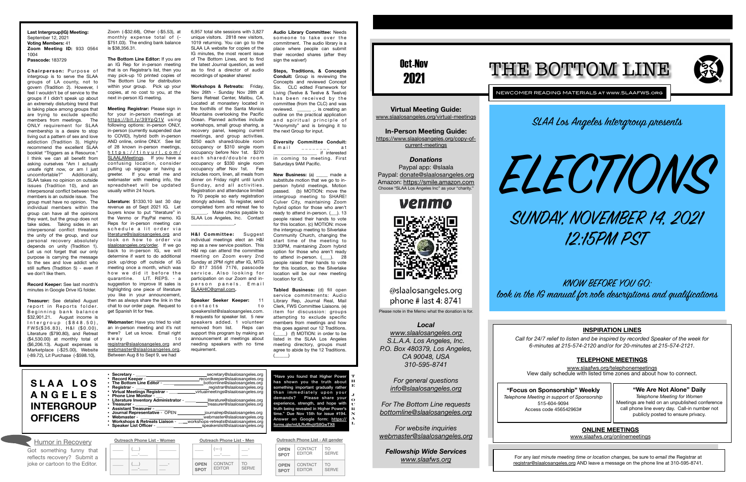**Last Intergroup(IG) Meeting:** September 12, 2021
**Voting Members:** 41
**Zoom Meeting ID:** 933 0564 1004
**Passcode:** 183729

**Chairperson:** Purpose of intergroup is to serve the SLAA groups of LA county, not to govern (Tradition 2). However, I feel I wouldn't be of service to the groups if I didn't speak up about an extremely disturbing trend that is taking place among groups that are trying to exclude specific members from meetings. The ONLY requirement for SLAA membership is a desire to stop living out a pattern of sex and love addiction (Tradition 3). Highly recommend the excellent SLAA booklet "Triggers as a Resource." I think we can all benefit from asking ourselves "Am I actually unsafe right now, or am I just uncomfortable?" Additionally, SLAA takes no opinion on outside issues (Tradition 10), and an interpersonal conflict between two members is an outside issue. The group must have no opinion. The individual members within the group can have all the opinions they want, but the group does not take sides. Taking sides in an interpersonal conflict threatens the unity of the group, and our personal recovery absolutely depends on unity (Tradition 1). Let us not forget that our only purpose is carrying the message to the sex and love addict who still suffers (Tradition 5) - even if we don't like them.

**Record Keeper:** See last month's minutes in Google Drive IG folder.

**Treasurer:** See detailed August report in Reports folder. Beginning bank balance $32,901.21. August income is Intergroup ($848.50), FWS($36.83), H&I ($0.00), Literature ($790.80), and Retreat ($4,530.00) at monthly total of ($6,206.13). August expenses is Marketplace (-$25.00), Website (-89.72), Lit Purchase (-$598.10), Zoom (-$32.68), Other (-$5.53), at monthly expense total of (-$751.03). The ending bank balance is $38,356.31.

**The Bottom Line Editor:** If you are an IG Rep for in-person meeting that is on Registrar's list, then you may pick-up 10 printed copies of The Bottom Line for distribution within your group. Pick up your copies, at no cost to you, at the next in-person IG meeting.

**Meeting Registrar:** Please sign in for your in-person meetings at https://bit.ly/39YpQ1V using following options: in-person ONLY, in-person (currently suspended due to COVID), hybrid both in-person AND online, online ONLY. See list of 28 known in-person meetings, https://tinyurl.com/SLAALAMeetings. If you have a confusing location, consider putting up signage or having a greeter. If you email me and webmaster with meeting info, the spreadsheet will be updated usually within 24 hours.

**Literature:** $1330.10 last 30 day revenue as of Sept 2021 IG. Let buyers know to put "literature" in the Venmo or PayPal memo. IG Reps for in-person meeting can schedule a lit order via literature@slaalosangeles.org and look on how to order via slaalosangeles.org/order. If we go back to in-person IG, we will determine if want to do additional pick up/drop off outside of IG meeting once a month, which was how we did it before the quarantine. LIT. REPS. - a suggestion to improve lit sales is highlighting one piece of literature you like in your announcement, then as always share the link in the chat to our order page. Request to get Spanish lit for free.

**Webmaster:** Have you tried to visit an in-person meeting and it's not there? Let us know. Email right away to registrar@slaalosangeles.org and webmaster@slaalosangeles.org. Between Aug 8 to Sept 9, we had 6,957 total site sessions with 3,827 unique visitors. 2818 new visitors, 1019 returning. You can go to the SLAA LA website for copies of the IG minutes, the most recent issue of The Bottom Lines, and to find the latest Journal question, as well as to find a director of audio recordings of speaker shares!

**Workshops & Retreats:** Friday, Nov 26th - Sunday Nov 28th at Serra Retreat Center, Malibu, CA. Located at monastery located in the foothills of the Santa Monica Mountains overlooking the Pacific Ocean. Planned activities include workshops, small group sharing, a recovery panel, keeping current meetings, and group activities. $250 each shared/double room occupancy or $310 single room occupancy before Nov 1st. $270 each shared/double room occupancy or $330 single room occupancy after Nov 1st. Fee includes room, linen, all meals from dinner on Friday night until lunch Sunday, and all activities. Registration and attendance limited to 70 people so early registration strongly advised. To register, send completed form and retreat fee to ______. Make checks payable to SLAA Los Angeles, Inc. Contact ______________.

**H&I Committee:** Suggest individual meetings elect an H&I rep as a new service position. This H&I rep can attend the committee meeting on Zoom every 2nd Sunday at 2PM right after IG, MTG ID 817 3556 7176, passcode service. Also looking for participation on our Zoom and in-person panels. Email SLAAHIC@gmail.com.

**Speaker Seeker Keeper:** 11 contacts to speakerslist@slaalosangeles.com. 8 requests for speaker list. 5 new speakers added. 1 volunteer removed from list. Reps can support this program by making an announcement at meetings about needing speakers with no time requirement.

**Audio Library Committee:** Needs someone to take over the commitment. The audio library is a place where people can submit their recorded shares (after they sign the waiver!)

**Steps, Traditions, & Concepts Conduit:** Group is reviewing the Concepts and reviewed Concept Six. CLC edited Framework for Living (Twelve & Twelve & Twelve) has been received by the committee (from the CLC) and was reviewed. ______ is creating an outline on the practical application and spiritual principle of "Anonymity" and is bringing it to the next Group for input.

**Diversity Committee Conduit:** Email ________ at ________ if interested in coming to meeting. First Saturdays 9AM Pacific.

**New Business:** (a) _____ made a substitute motion that we go to in-person hybrid meetings. Motion passed. (b) MOTION: move the intergroup meeting to SHARE! Culver City, maintaining Zoom hybrid option for those who aren't ready to attend in-person. (___). 13 people raised their hands to vote for this location. (c) MOTION: move the intergroup meeting to Silverlake Community Church, changing the start time of the meeting to 3:30PM, maintaining Zoom hybrid option for those who aren't ready to attend in-person. (____). 28 people raised their hands to vote for this location, so the Silverlake location will be our new meeting location for IG.

**Tabled Business:** (d) fill open service commitments: Audio Library Rep, Journal Real, Mail Clerk, FWS Committee Liaisons. (e) item for discussion: groups attempting to exclude specific members from meetings and how this goes against our 12 Traditions. (____) (f) MOTION: in order to be listed in the SLAA Los Angeles meeting directory, groups must agree to abide by the 12 Traditions. (______)

## SLAA LOS ANGELES INTERGROUP OFFICERS

- **Secretary** - ______ secretary@slaalosangeles.org
- **Record Keeper** - ______ recordkeeper@slaalosangeles.org
- **The Bottom Line Editor** - ______ bottomline@slaalosangeles.org
- **Registrar** - ______ registrar@slaalosangeles.org
- **Virtual Meetings Registrar** - ______ virtualmeetings@slaalosangeles.org
- **Literature Inventory Administrator** - ______ literature@slaalosangeles.org
- **Phone Line Monitor** - ______
- **Treasurer** - ______ treasurer@slaalosangeles.org
- **Assistant Treasurer** - ______
- **Journal Representative** - OPEN ______ journalrep@slaalosangeles.org
- **Webmaster** - ______ webmaster@slaalosangeles.org
- **Workshops & Retreats Liaison** - ______ workshops-retreats@slaalosangeles.org
- **Speaker List Officer** - ______ speakerslist@slaalosangeles.org

**THE JOURNAL**

"Have you found that Higher Power has shown you the truth about something important gradually rather than immediately upon your demands? Please share your experience, strength, and hope with truth being revealed in Higher Power's time." Due Nov 15th for issue #194. Answer on Google form: https://forms.gle/mULRvffhqVS8GwTX8

### Humor in Recovery

Got something funny that reflects recovery? Submit a joke or cartoon to the Editor.

**Outreach Phone List - Women**

| | | |
|---|---|---|
| ______ | (___) ___-____ | ______ |
| ______ | (___) ___-____ | ___-____ |

**Outreach Phone List - Men**

| | | |
|---|---|---|
| ______ | (---) ___-____ | ___-____ |
| OPEN SPOT | CONTACT EDITOR | TO SERVE |

**Outreach Phone List - All gender**

| | | |
|---|---|---|
| OPEN SPOT | CONTACT EDITOR | TO SERVE |
| OPEN SPOT | CONTACT EDITOR | TO SERVE |

# THE BOTTOM LINE

**Oct-Nov 2021**

NEWCOMER READING MATERIALS AT WWW.SLAAFWS.ORG

**Virtual Meeting Guide:**
www.slaalosangeles.org/virtual-meetings

**In-Person Meeting Guide:**
https://www.slaalosangeles.org/copy-of-current-meetings

***Donations***
Paypal app: @slaala
Paypal: donate@slaalosangeles.org
Amazon: https://smile.amazon.com
Choose "SLAA Los Angeles Inc" as your "charity."

venmo
@slaalosangeles.org
phone # last 4: 8741

Please note in the Memo what the donation is for.

***Local***
*www.slaalosangeles.org*
*S.L.A.A. Los Angeles, Inc.*
*P.O. Box 480379, Los Angeles, CA 90048, USA*
*310-595-8741*

*For general questions*
*info@slaalosangeles.org*

*For The Bottom Line requests*
*bottomline@slaalosangeles.org*

*For website inquiries*
*webmaster@slaalosangeles.org*

***Fellowship Wide Services***
*www.slaafws.org*

*SLAA Los Angeles Intergroup presents*

# ELECTIONS

## SUNDAY, NOVEMBER 14, 2021 12:15PM PST

*KNOW BEFORE YOU GO:*
*look in the IG manual for role descriptions and qualifications*

### INSPIRATION LINES

*Call for 24/7 relief to listen and be inspired by recorded Speaker of the week for 6-minutes at 215-574-2120 and/or for 20-minutes at 215-574-2121.*

### TELEPHONE MEETINGS

www.slaafws.org/telephonemeetings
View daily schedule with listed time zones and about how to connect.

**"Focus on Sponsorship" Weekly**
*Telephone Meeting in support of Sponsorship*
515-604-9094
Access code 456542963#

**"We Are Not Alone" Daily**
*Telephone Meeting for Women*
Meetings are held on an unpublished conference call phone line every day. Call-in number not publicly posted to ensure privacy.

### ONLINE MEETINGS

www.slaafws.org/onlinemeetings

For any *last minute meeting time or location changes,* be sure to *email* the Registrar at registrar@slaalosangeles.org AND leave a message on the phone line at 310-595-8741.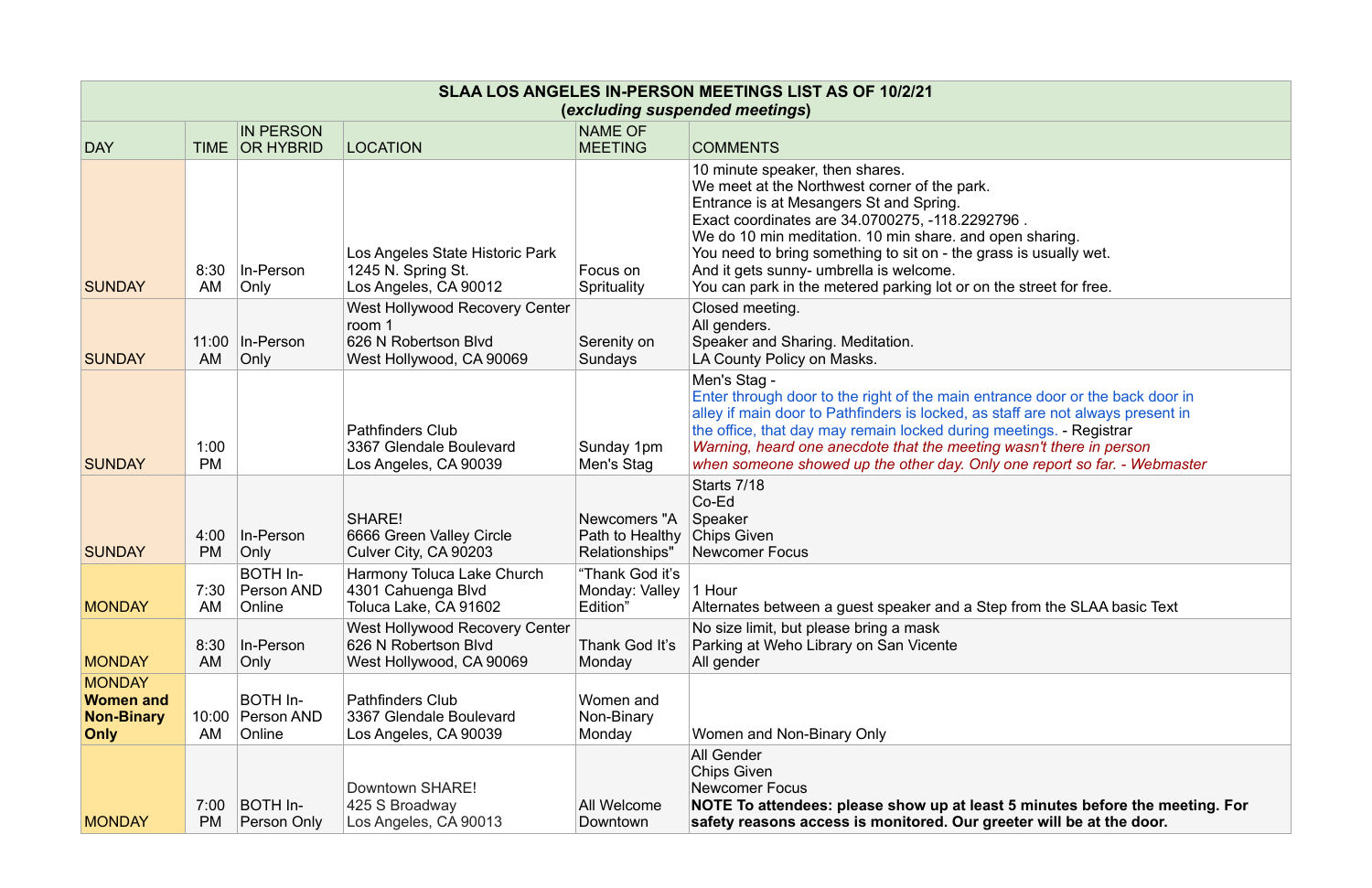| SLAA LOS ANGELES IN-PERSON MEETINGS LIST AS OF 10/2/21 (*excluding suspended meetings*) | | | | | |
|---|---|---|---|---|---|
| DAY | TIME | IN PERSON OR HYBRID | LOCATION | NAME OF MEETING | COMMENTS |
| SUNDAY | 8:30 AM | In-Person Only | Los Angeles State Historic Park<br>1245 N. Spring St.<br>Los Angeles, CA 90012 | Focus on Sprituality | 10 minute speaker, then shares.<br>We meet at the Northwest corner of the park.<br>Entrance is at Mesangers St and Spring.<br>Exact coordinates are 34.0700275, -118.2292796 .<br>We do 10 min meditation. 10 min share. and open sharing.<br>You need to bring something to sit on - the grass is usually wet.<br>And it gets sunny- umbrella is welcome.<br>You can park in the metered parking lot or on the street for free. |
| SUNDAY | 11:00 AM | In-Person Only | West Hollywood Recovery Center room 1<br>626 N Robertson Blvd<br>West Hollywood, CA 90069 | Serenity on Sundays | Closed meeting.<br>All genders.<br>Speaker and Sharing. Meditation.<br>LA County Policy on Masks. |
| SUNDAY | 1:00 PM | | Pathfinders Club<br>3367 Glendale Boulevard<br>Los Angeles, CA 90039 | Sunday 1pm Men's Stag | Men's Stag -<br>Enter through door to the right of the main entrance door or the back door in alley if main door to Pathfinders is locked, as staff are not always present in the office, that day may remain locked during meetings. - Registrar<br>*Warning, heard one anecdote that the meeting wasn't there in person when someone showed up the other day. Only one report so far. - Webmaster* |
| SUNDAY | 4:00 PM | In-Person Only | SHARE!<br>6666 Green Valley Circle<br>Culver City, CA 90203 | Newcomers "A Path to Healthy Relationships" | Starts 7/18<br>Co-Ed<br>Speaker<br>Chips Given<br>Newcomer Focus |
| MONDAY | 7:30 AM | BOTH In-Person AND Online | Harmony Toluca Lake Church<br>4301 Cahuenga Blvd<br>Toluca Lake, CA 91602 | "Thank God it's Monday: Valley Edition" | 1 Hour<br>Alternates between a guest speaker and a Step from the SLAA basic Text |
| MONDAY | 8:30 AM | In-Person Only | West Hollywood Recovery Center<br>626 N Robertson Blvd<br>West Hollywood, CA 90069 | Thank God It's Monday | No size limit, but please bring a mask<br>Parking at Weho Library on San Vicente<br>All gender |
| MONDAY **Women and Non-Binary Only** | 10:00 AM | BOTH In-Person AND Online | Pathfinders Club<br>3367 Glendale Boulevard<br>Los Angeles, CA 90039 | Women and Non-Binary Monday | Women and Non-Binary Only |
| MONDAY | 7:00 PM | BOTH In-Person Only | Downtown SHARE!<br>425 S Broadway<br>Los Angeles, CA 90013 | All Welcome Downtown | All Gender<br>Chips Given<br>Newcomer Focus<br>**NOTE To attendees: please show up at least 5 minutes before the meeting. For safety reasons access is monitored. Our greeter will be at the door.** |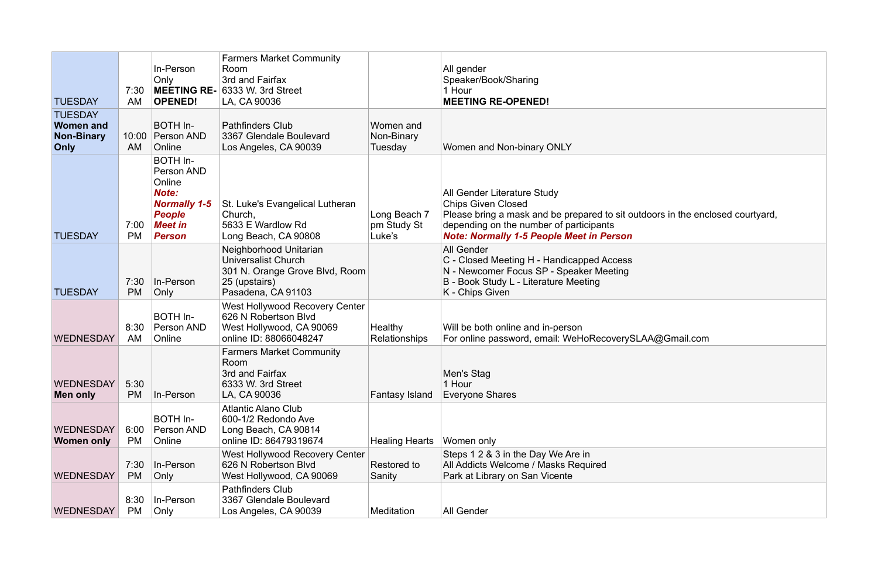| | | | | | |
|---|---|---|---|---|---|
| TUESDAY | 7:30 AM | In-Person Only **MEETING RE-OPENED!** | Farmers Market Community Room<br>3rd and Fairfax<br>6333 W. 3rd Street<br>LA, CA 90036 | | All gender<br>Speaker/Book/Sharing<br>1 Hour<br>**MEETING RE-OPENED!** |
| TUESDAY **Women and Non-Binary Only** | 10:00 AM | BOTH In-Person AND Online | Pathfinders Club<br>3367 Glendale Boulevard<br>Los Angeles, CA 90039 | Women and Non-Binary Tuesday | Women and Non-binary ONLY |
| TUESDAY | 7:00 PM | BOTH In-Person AND Online ***Note: Normally 1-5 People Meet in Person*** | St. Luke's Evangelical Lutheran Church,<br>5633 E Wardlow Rd<br>Long Beach, CA 90808 | Long Beach 7 pm Study St Luke's | All Gender Literature Study<br>Chips Given Closed<br>Please bring a mask and be prepared to sit outdoors in the enclosed courtyard, depending on the number of participants<br>***Note: Normally 1-5 People Meet in Person*** |
| TUESDAY | 7:30 PM | In-Person Only | Neighborhood Unitarian Universalist Church<br>301 N. Orange Grove Blvd, Room 25 (upstairs)<br>Pasadena, CA 91103 | | All Gender<br>C - Closed Meeting H - Handicapped Access<br>N - Newcomer Focus SP - Speaker Meeting<br>B - Book Study L - Literature Meeting<br>K - Chips Given |
| WEDNESDAY | 8:30 AM | BOTH In-Person AND Online | West Hollywood Recovery Center<br>626 N Robertson Blvd<br>West Hollywood, CA 90069<br>online ID: 88066048247 | Healthy Relationships | Will be both online and in-person<br>For online password, email: WeHoRecoverySLAA@Gmail.com |
| WEDNESDAY **Men only** | 5:30 PM | In-Person | Farmers Market Community Room<br>3rd and Fairfax<br>6333 W. 3rd Street<br>LA, CA 90036 | Fantasy Island | Men's Stag<br>1 Hour<br>Everyone Shares |
| WEDNESDAY **Women only** | 6:00 PM | BOTH In-Person AND Online | Atlantic Alano Club<br>600-1/2 Redondo Ave<br>Long Beach, CA 90814<br>online ID: 86479319674 | Healing Hearts | Women only |
| WEDNESDAY | 7:30 PM | In-Person Only | West Hollywood Recovery Center<br>626 N Robertson Blvd<br>West Hollywood, CA 90069 | Restored to Sanity | Steps 1 2 & 3 in the Day We Are in<br>All Addicts Welcome / Masks Required<br>Park at Library on San Vicente |
| WEDNESDAY | 8:30 PM | In-Person Only | Pathfinders Club<br>3367 Glendale Boulevard<br>Los Angeles, CA 90039 | Meditation | All Gender |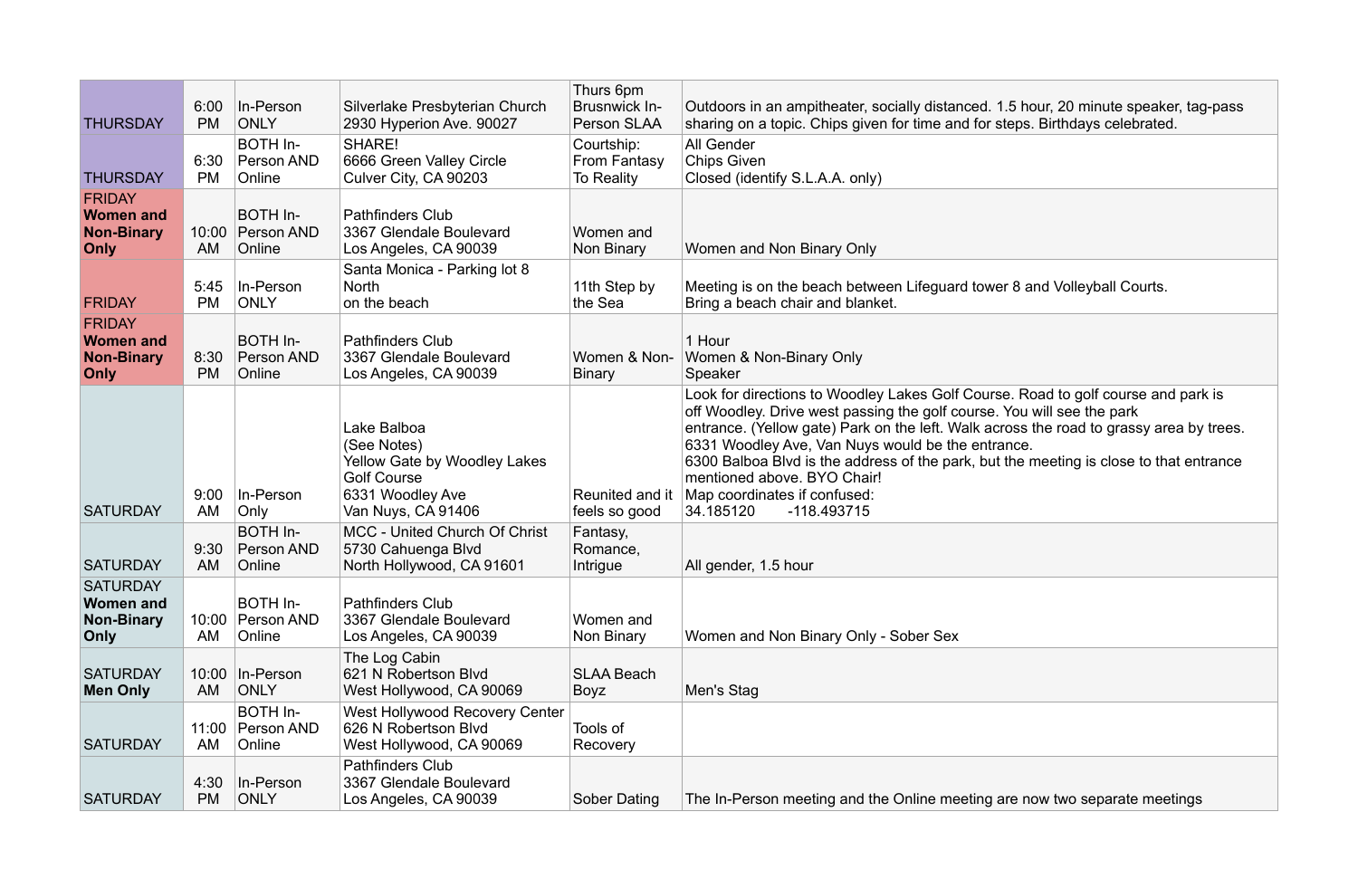| | | | | | |
|---|---|---|---|---|---|
| THURSDAY | 6:00 PM | In-Person ONLY | Silverlake Presbyterian Church 2930 Hyperion Ave. 90027 | Thurs 6pm Brusnwick In-Person SLAA | Outdoors in an ampitheater, socially distanced. 1.5 hour, 20 minute speaker, tag-pass sharing on a topic. Chips given for time and for steps. Birthdays celebrated. |
| THURSDAY | 6:30 PM | BOTH In-Person AND Online | SHARE! 6666 Green Valley Circle Culver City, CA 90203 | Courtship: From Fantasy To Reality | All Gender Chips Given Closed (identify S.L.A.A. only) |
| FRIDAY **Women and Non-Binary Only** | 10:00 AM | BOTH In-Person AND Online | Pathfinders Club 3367 Glendale Boulevard Los Angeles, CA 90039 | Women and Non Binary | Women and Non Binary Only |
| FRIDAY | 5:45 PM | In-Person ONLY | Santa Monica - Parking lot 8 North on the beach | 11th Step by the Sea | Meeting is on the beach between Lifeguard tower 8 and Volleyball Courts. Bring a beach chair and blanket. |
| FRIDAY **Women and Non-Binary Only** | 8:30 PM | BOTH In-Person AND Online | Pathfinders Club 3367 Glendale Boulevard Los Angeles, CA 90039 | Women & Non-Binary | 1 Hour Women & Non-Binary Only Speaker |
| SATURDAY | 9:00 AM | In-Person Only | Lake Balboa (See Notes) Yellow Gate by Woodley Lakes Golf Course 6331 Woodley Ave Van Nuys, CA 91406 | Reunited and it feels so good | Look for directions to Woodley Lakes Golf Course. Road to golf course and park is off Woodley. Drive west passing the golf course. You will see the park entrance. (Yellow gate) Park on the left. Walk across the road to grassy area by trees. 6331 Woodley Ave, Van Nuys would be the entrance. 6300 Balboa Blvd is the address of the park, but the meeting is close to that entrance mentioned above. BYO Chair! Map coordinates if confused: 34.185120 -118.493715 |
| SATURDAY | 9:30 AM | BOTH In-Person AND Online | MCC - United Church Of Christ 5730 Cahuenga Blvd North Hollywood, CA 91601 | Fantasy, Romance, Intrigue | All gender, 1.5 hour |
| SATURDAY **Women and Non-Binary Only** | 10:00 AM | BOTH In-Person AND Online | Pathfinders Club 3367 Glendale Boulevard Los Angeles, CA 90039 | Women and Non Binary | Women and Non Binary Only - Sober Sex |
| SATURDAY **Men Only** | 10:00 AM | In-Person ONLY | The Log Cabin 621 N Robertson Blvd West Hollywood, CA 90069 | SLAA Beach Boyz | Men's Stag |
| SATURDAY | 11:00 AM | BOTH In-Person AND Online | West Hollywood Recovery Center 626 N Robertson Blvd West Hollywood, CA 90069 | Tools of Recovery | |
| SATURDAY | 4:30 PM | In-Person ONLY | Pathfinders Club 3367 Glendale Boulevard Los Angeles, CA 90039 | Sober Dating | The In-Person meeting and the Online meeting are now two separate meetings |